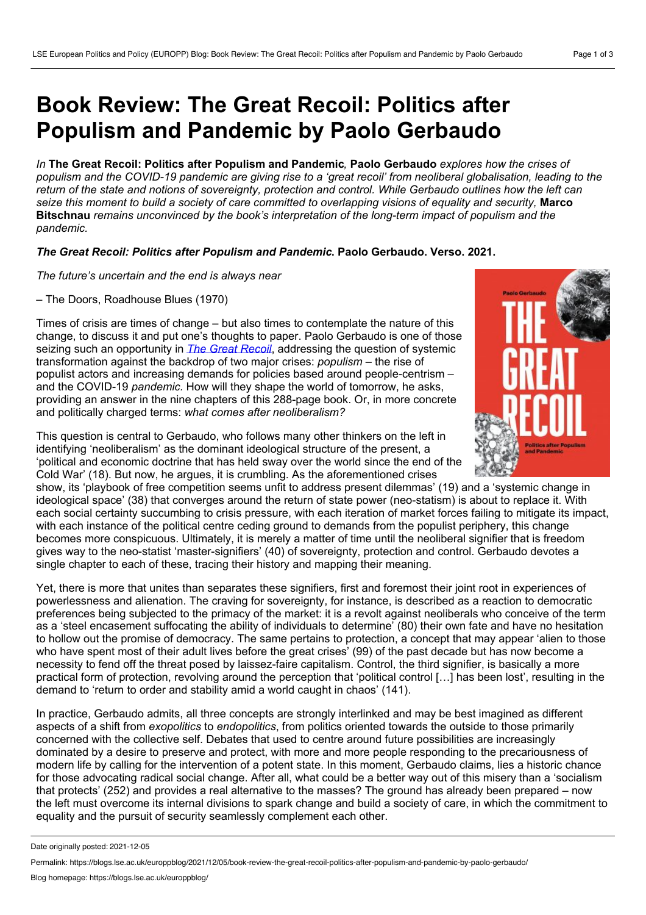# Book Review: The Great Recoil: Politics after Populism and Pandemic by Paolo Gerbaudo

*In* **The Great Recoil: Politics after Populism and Pandemic***,* **Paolo Gerbaudo** *explores how the crises of populism and the COVID-19 pandemic are giving rise to a 'great recoil' from neoliberal globalisation, leading to the return of the state and notions of sovereignty, protection and control. While Gerbaudo outlines how the left can seize this moment to build a society of care committed to overlapping visions of equality and security,* **Marco Bitschnau** *remains unconvinced by the book's interpretation of the long-term impact of populism and the pandemic.*

***The Great Recoil: Politics after Populism and Pandemic*. Paolo Gerbaudo. Verso. 2021.**

*The future's uncertain and the end is always near*

– The Doors, Roadhouse Blues (1970)

Times of crisis are times of change – but also times to contemplate the nature of this change, to discuss it and put one's thoughts to paper. Paolo Gerbaudo is one of those seizing such an opportunity in *The Great Recoil*, addressing the question of systemic transformation against the backdrop of two major crises: *populism* – the rise of populist actors and increasing demands for policies based around people-centrism – and the COVID-19 *pandemic.* How will they shape the world of tomorrow, he asks, providing an answer in the nine chapters of this 288-page book. Or, in more concrete and politically charged terms: *what comes after neoliberalism?*

This question is central to Gerbaudo, who follows many other thinkers on the left in identifying 'neoliberalism' as the dominant ideological structure of the present, a 'political and economic doctrine that has held sway over the world since the end of the Cold War' (18). But now, he argues, it is crumbling. As the aforementioned crises show, its 'playbook of free competition seems unfit to address present dilemmas' (19) and a 'systemic change in ideological space' (38) that converges around the return of state power (neo-statism) is about to replace it. With each social certainty succumbing to crisis pressure, with each iteration of market forces failing to mitigate its impact, with each instance of the political centre ceding ground to demands from the populist periphery, this change becomes more conspicuous. Ultimately, it is merely a matter of time until the neoliberal signifier that is freedom gives way to the neo-statist 'master-signifiers' (40) of sovereignty, protection and control. Gerbaudo devotes a single chapter to each of these, tracing their history and mapping their meaning.

Yet, there is more that unites than separates these signifiers, first and foremost their joint root in experiences of powerlessness and alienation. The craving for sovereignty, for instance, is described as a reaction to democratic preferences being subjected to the primacy of the market: it is a revolt against neoliberals who conceive of the term as a 'steel encasement suffocating the ability of individuals to determine' (80) their own fate and have no hesitation to hollow out the promise of democracy. The same pertains to protection, a concept that may appear 'alien to those who have spent most of their adult lives before the great crises' (99) of the past decade but has now become a necessity to fend off the threat posed by laissez-faire capitalism. Control, the third signifier, is basically a more practical form of protection, revolving around the perception that 'political control […] has been lost', resulting in the demand to 'return to order and stability amid a world caught in chaos' (141).

In practice, Gerbaudo admits, all three concepts are strongly interlinked and may be best imagined as different aspects of a shift from *exopolitics* to *endopolitics*, from politics oriented towards the outside to those primarily concerned with the collective self. Debates that used to centre around future possibilities are increasingly dominated by a desire to preserve and protect, with more and more people responding to the precariousness of modern life by calling for the intervention of a potent state. In this moment, Gerbaudo claims, lies a historic chance for those advocating radical social change. After all, what could be a better way out of this misery than a 'socialism that protects' (252) and provides a real alternative to the masses? The ground has already been prepared – now the left must overcome its internal divisions to spark change and build a society of care, in which the commitment to equality and the pursuit of security seamlessly complement each other.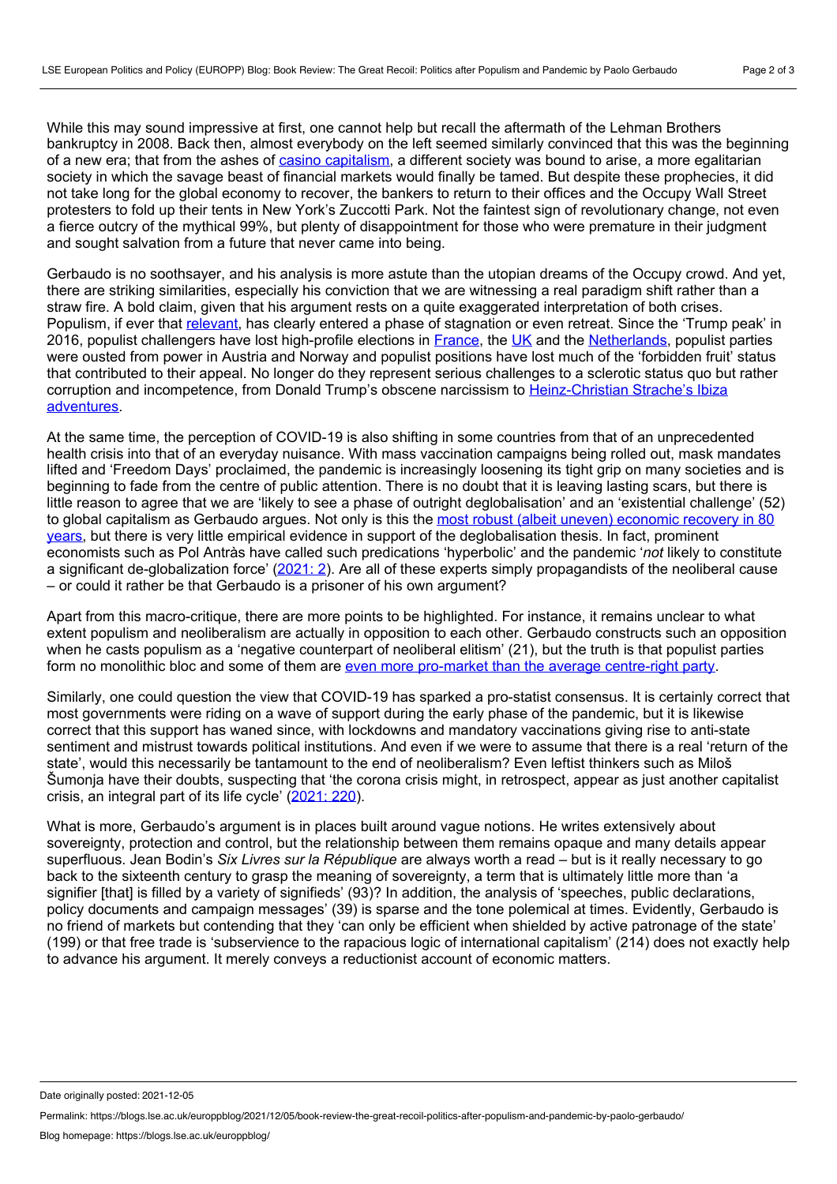While this may sound impressive at first, one cannot help but recall the aftermath of the Lehman Brothers bankruptcy in 2008. Back then, almost everybody on the left seemed similarly convinced that this was the beginning of a new era; that from the ashes of casino capitalism, a different society was bound to arise, a more egalitarian society in which the savage beast of financial markets would finally be tamed. But despite these prophecies, it did not take long for the global economy to recover, the bankers to return to their offices and the Occupy Wall Street protesters to fold up their tents in New York's Zuccotti Park. Not the faintest sign of revolutionary change, not even a fierce outcry of the mythical 99%, but plenty of disappointment for those who were premature in their judgment and sought salvation from a future that never came into being.

Gerbaudo is no soothsayer, and his analysis is more astute than the utopian dreams of the Occupy crowd. And yet, there are striking similarities, especially his conviction that we are witnessing a real paradigm shift rather than a straw fire. A bold claim, given that his argument rests on a quite exaggerated interpretation of both crises. Populism, if ever that relevant, has clearly entered a phase of stagnation or even retreat. Since the 'Trump peak' in 2016, populist challengers have lost high-profile elections in France, the UK and the Netherlands, populist parties were ousted from power in Austria and Norway and populist positions have lost much of the 'forbidden fruit' status that contributed to their appeal. No longer do they represent serious challenges to a sclerotic status quo but rather corruption and incompetence, from Donald Trump's obscene narcissism to Heinz-Christian Strache's Ibiza adventures.

At the same time, the perception of COVID-19 is also shifting in some countries from that of an unprecedented health crisis into that of an everyday nuisance. With mass vaccination campaigns being rolled out, mask mandates lifted and 'Freedom Days' proclaimed, the pandemic is increasingly loosening its tight grip on many societies and is beginning to fade from the centre of public attention. There is no doubt that it is leaving lasting scars, but there is little reason to agree that we are 'likely to see a phase of outright deglobalisation' and an 'existential challenge' (52) to global capitalism as Gerbaudo argues. Not only is this the most robust (albeit uneven) economic recovery in 80 years, but there is very little empirical evidence in support of the deglobalisation thesis. In fact, prominent economists such as Pol Antràs have called such predications 'hyperbolic' and the pandemic '*not* likely to constitute a significant de-globalization force' (2021: 2). Are all of these experts simply propagandists of the neoliberal cause – or could it rather be that Gerbaudo is a prisoner of his own argument?

Apart from this macro-critique, there are more points to be highlighted. For instance, it remains unclear to what extent populism and neoliberalism are actually in opposition to each other. Gerbaudo constructs such an opposition when he casts populism as a 'negative counterpart of neoliberal elitism' (21), but the truth is that populist parties form no monolithic bloc and some of them are even more pro-market than the average centre-right party.

Similarly, one could question the view that COVID-19 has sparked a pro-statist consensus. It is certainly correct that most governments were riding on a wave of support during the early phase of the pandemic, but it is likewise correct that this support has waned since, with lockdowns and mandatory vaccinations giving rise to anti-state sentiment and mistrust towards political institutions. And even if we were to assume that there is a real 'return of the state', would this necessarily be tantamount to the end of neoliberalism? Even leftist thinkers such as Miloš Šumonja have their doubts, suspecting that 'the corona crisis might, in retrospect, appear as just another capitalist crisis, an integral part of its life cycle' (2021: 220).

What is more, Gerbaudo's argument is in places built around vague notions. He writes extensively about sovereignty, protection and control, but the relationship between them remains opaque and many details appear superfluous. Jean Bodin's *Six Livres sur la République* are always worth a read – but is it really necessary to go back to the sixteenth century to grasp the meaning of sovereignty, a term that is ultimately little more than 'a signifier [that] is filled by a variety of signifieds' (93)? In addition, the analysis of 'speeches, public declarations, policy documents and campaign messages' (39) is sparse and the tone polemical at times. Evidently, Gerbaudo is no friend of markets but contending that they 'can only be efficient when shielded by active patronage of the state' (199) or that free trade is 'subservience to the rapacious logic of international capitalism' (214) does not exactly help to advance his argument. It merely conveys a reductionist account of economic matters.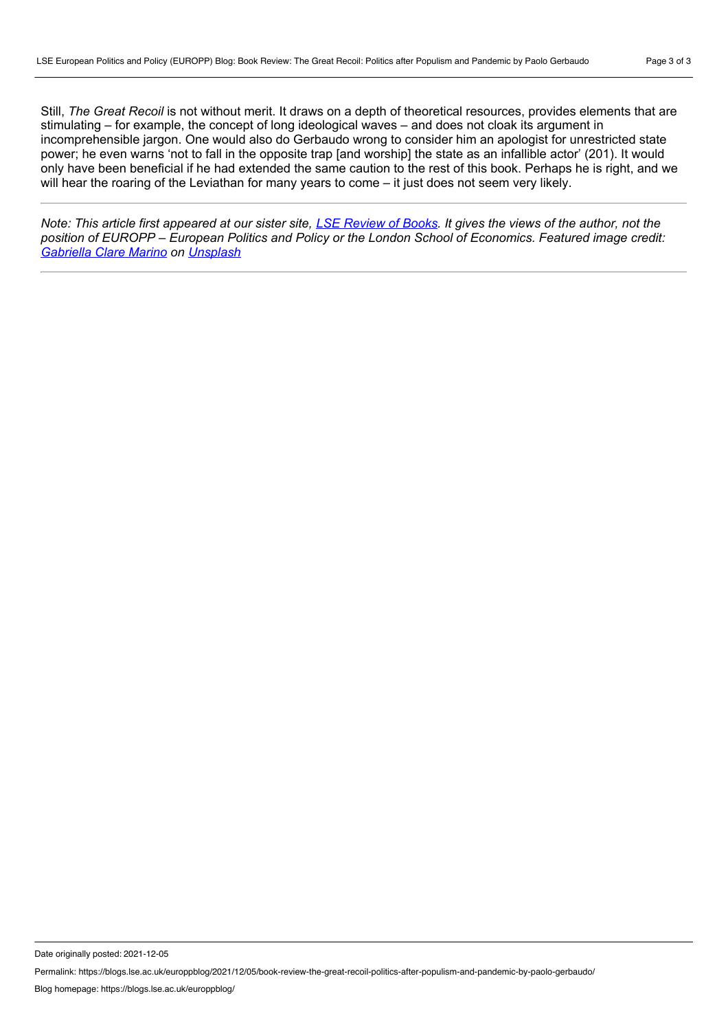Still, *The Great Recoil* is not without merit. It draws on a depth of theoretical resources, provides elements that are stimulating – for example, the concept of long ideological waves – and does not cloak its argument in incomprehensible jargon. One would also do Gerbaudo wrong to consider him an apologist for unrestricted state power; he even warns 'not to fall in the opposite trap [and worship] the state as an infallible actor' (201). It would only have been beneficial if he had extended the same caution to the rest of this book. Perhaps he is right, and we will hear the roaring of the Leviathan for many years to come – it just does not seem very likely.

---

*Note: This article first appeared at our sister site, LSE Review of Books. It gives the views of the author, not the position of EUROPP – European Politics and Policy or the London School of Economics. Featured image credit: Gabriella Clare Marino on Unsplash*

---

Date originally posted: 2021-12-05

Permalink: https://blogs.lse.ac.uk/europpblog/2021/12/05/book-review-the-great-recoil-politics-after-populism-and-pandemic-by-paolo-gerbaudo/

Blog homepage: https://blogs.lse.ac.uk/europpblog/